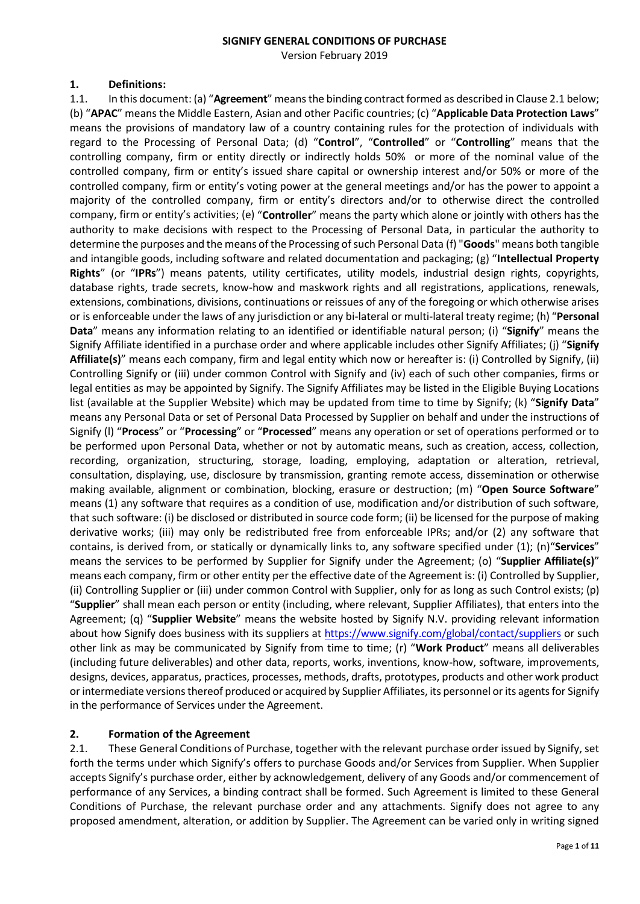# SIGNIFY GENERAL CONDITIONS OF PURCHASE

Version February 2019

## 1. Definitions:

1.1. In this document: (a) "**Agreement**" means the binding contract formed as described in Clause 2.1 below; (b) "**APAC**" means the Middle Eastern, Asian and other Pacific countries; (c) "**Applicable Data Protection Laws**" means the provisions of mandatory law of a country containing rules for the protection of individuals with regard to the Processing of Personal Data; (d) "**Control**", "**Controlled**" or "**Controlling**" means that the controlling company, firm or entity directly or indirectly holds 50% or more of the nominal value of the controlled company, firm or entity's issued share capital or ownership interest and/or 50% or more of the controlled company, firm or entity's voting power at the general meetings and/or has the power to appoint a majority of the controlled company, firm or entity's directors and/or to otherwise direct the controlled company, firm or entity's activities; (e) "**Controller**" means the party which alone or jointly with others has the authority to make decisions with respect to the Processing of Personal Data, in particular the authority to determine the purposes and the means of the Processing of such Personal Data (f) "**Goods**" means both tangible and intangible goods, including software and related documentation and packaging; (g) "**Intellectual Property Rights**" (or "**IPRs**") means patents, utility certificates, utility models, industrial design rights, copyrights, database rights, trade secrets, know-how and maskwork rights and all registrations, applications, renewals, extensions, combinations, divisions, continuations or reissues of any of the foregoing or which otherwise arises or is enforceable under the laws of any jurisdiction or any bi-lateral or multi-lateral treaty regime; (h) "**Personal Data**" means any information relating to an identified or identifiable natural person; (i) "**Signify**" means the Signify Affiliate identified in a purchase order and where applicable includes other Signify Affiliates; (j) "**Signify Affiliate(s)**" means each company, firm and legal entity which now or hereafter is: (i) Controlled by Signify, (ii) Controlling Signify or (iii) under common Control with Signify and (iv) each of such other companies, firms or legal entities as may be appointed by Signify. The Signify Affiliates may be listed in the Eligible Buying Locations list (available at the Supplier Website) which may be updated from time to time by Signify; (k) "**Signify Data**" means any Personal Data or set of Personal Data Processed by Supplier on behalf and under the instructions of Signify (l) "**Process**" or "**Processing**" or "**Processed**" means any operation or set of operations performed or to be performed upon Personal Data, whether or not by automatic means, such as creation, access, collection, recording, organization, structuring, storage, loading, employing, adaptation or alteration, retrieval, consultation, displaying, use, disclosure by transmission, granting remote access, dissemination or otherwise making available, alignment or combination, blocking, erasure or destruction; (m) "**Open Source Software**" means (1) any software that requires as a condition of use, modification and/or distribution of such software, that such software: (i) be disclosed or distributed in source code form; (ii) be licensed for the purpose of making derivative works; (iii) may only be redistributed free from enforceable IPRs; and/or (2) any software that contains, is derived from, or statically or dynamically links to, any software specified under (1); (n)"**Services**" means the services to be performed by Supplier for Signify under the Agreement; (o) "**Supplier Affiliate(s)**" means each company, firm or other entity per the effective date of the Agreement is: (i) Controlled by Supplier, (ii) Controlling Supplier or (iii) under common Control with Supplier, only for as long as such Control exists; (p) "**Supplier**" shall mean each person or entity (including, where relevant, Supplier Affiliates), that enters into the Agreement; (q) "**Supplier Website**" means the website hosted by Signify N.V. providing relevant information about how Signify does business with its suppliers at https://www.signify.com/global/contact/suppliers or such other link as may be communicated by Signify from time to time; (r) "**Work Product**" means all deliverables (including future deliverables) and other data, reports, works, inventions, know-how, software, improvements, designs, devices, apparatus, practices, processes, methods, drafts, prototypes, products and other work product or intermediate versions thereof produced or acquired by Supplier Affiliates, its personnel or its agents for Signify in the performance of Services under the Agreement.

## 2. Formation of the Agreement

2.1. These General Conditions of Purchase, together with the relevant purchase order issued by Signify, set forth the terms under which Signify's offers to purchase Goods and/or Services from Supplier. When Supplier accepts Signify's purchase order, either by acknowledgement, delivery of any Goods and/or commencement of performance of any Services, a binding contract shall be formed. Such Agreement is limited to these General Conditions of Purchase, the relevant purchase order and any attachments. Signify does not agree to any proposed amendment, alteration, or addition by Supplier. The Agreement can be varied only in writing signed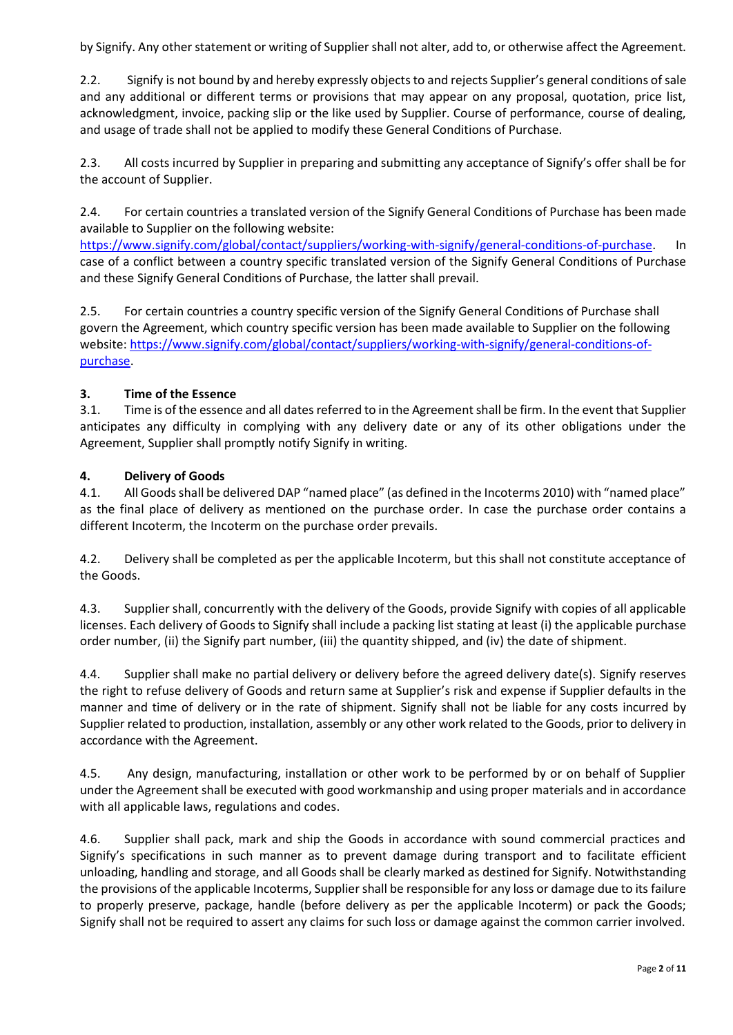by Signify. Any other statement or writing of Supplier shall not alter, add to, or otherwise affect the Agreement.

2.2. Signify is not bound by and hereby expressly objects to and rejects Supplier's general conditions of sale and any additional or different terms or provisions that may appear on any proposal, quotation, price list, acknowledgment, invoice, packing slip or the like used by Supplier. Course of performance, course of dealing, and usage of trade shall not be applied to modify these General Conditions of Purchase.

2.3. All costs incurred by Supplier in preparing and submitting any acceptance of Signify's offer shall be for the account of Supplier.

2.4. For certain countries a translated version of the Signify General Conditions of Purchase has been made available to Supplier on the following website: https://www.signify.com/global/contact/suppliers/working-with-signify/general-conditions-of-purchase. In case of a conflict between a country specific translated version of the Signify General Conditions of Purchase and these Signify General Conditions of Purchase, the latter shall prevail.

2.5. For certain countries a country specific version of the Signify General Conditions of Purchase shall govern the Agreement, which country specific version has been made available to Supplier on the following website: https://www.signify.com/global/contact/suppliers/working-with-signify/general-conditions-of-purchase.

### 3. Time of the Essence

3.1. Time is of the essence and all dates referred to in the Agreement shall be firm. In the event that Supplier anticipates any difficulty in complying with any delivery date or any of its other obligations under the Agreement, Supplier shall promptly notify Signify in writing.

### 4. Delivery of Goods

4.1. All Goods shall be delivered DAP "named place" (as defined in the Incoterms 2010) with "named place" as the final place of delivery as mentioned on the purchase order. In case the purchase order contains a different Incoterm, the Incoterm on the purchase order prevails.

4.2. Delivery shall be completed as per the applicable Incoterm, but this shall not constitute acceptance of the Goods.

4.3. Supplier shall, concurrently with the delivery of the Goods, provide Signify with copies of all applicable licenses. Each delivery of Goods to Signify shall include a packing list stating at least (i) the applicable purchase order number, (ii) the Signify part number, (iii) the quantity shipped, and (iv) the date of shipment.

4.4. Supplier shall make no partial delivery or delivery before the agreed delivery date(s). Signify reserves the right to refuse delivery of Goods and return same at Supplier's risk and expense if Supplier defaults in the manner and time of delivery or in the rate of shipment. Signify shall not be liable for any costs incurred by Supplier related to production, installation, assembly or any other work related to the Goods, prior to delivery in accordance with the Agreement.

4.5. Any design, manufacturing, installation or other work to be performed by or on behalf of Supplier under the Agreement shall be executed with good workmanship and using proper materials and in accordance with all applicable laws, regulations and codes.

4.6. Supplier shall pack, mark and ship the Goods in accordance with sound commercial practices and Signify's specifications in such manner as to prevent damage during transport and to facilitate efficient unloading, handling and storage, and all Goods shall be clearly marked as destined for Signify. Notwithstanding the provisions of the applicable Incoterms, Supplier shall be responsible for any loss or damage due to its failure to properly preserve, package, handle (before delivery as per the applicable Incoterm) or pack the Goods; Signify shall not be required to assert any claims for such loss or damage against the common carrier involved.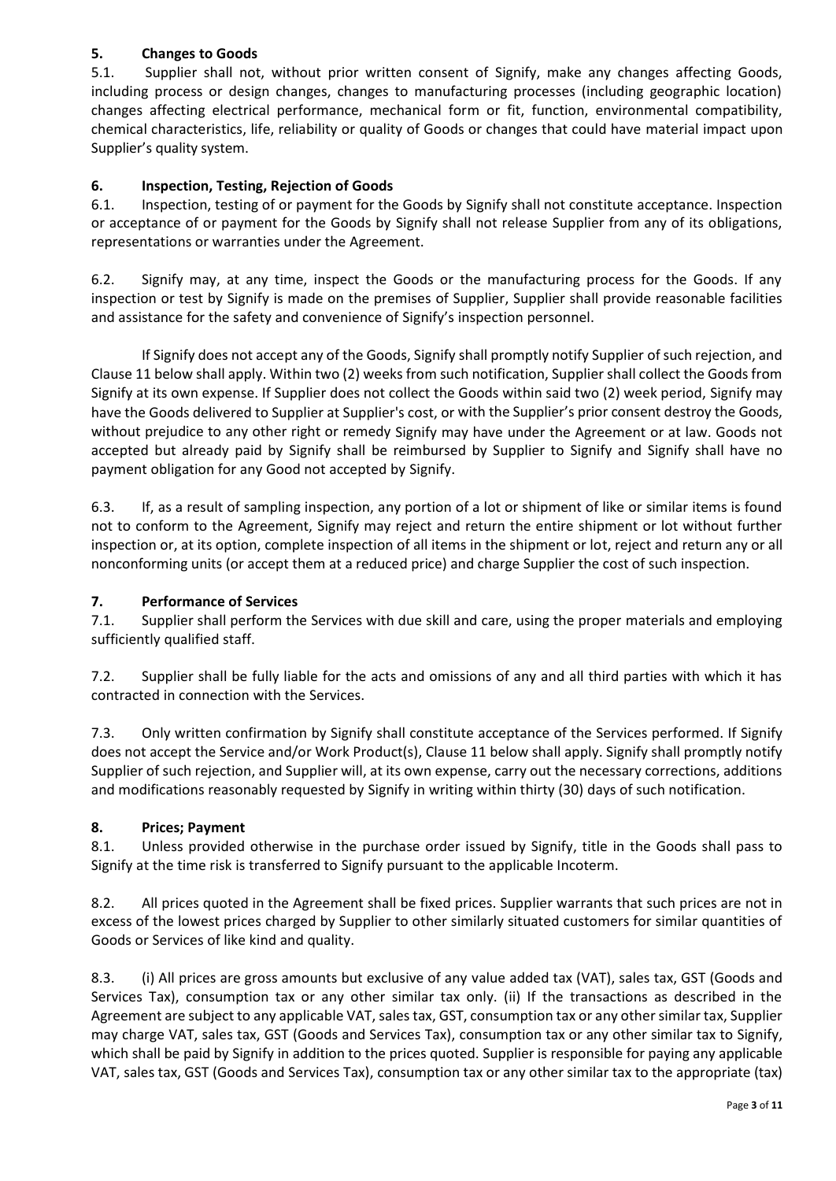## 5. Changes to Goods

5.1. Supplier shall not, without prior written consent of Signify, make any changes affecting Goods, including process or design changes, changes to manufacturing processes (including geographic location) changes affecting electrical performance, mechanical form or fit, function, environmental compatibility, chemical characteristics, life, reliability or quality of Goods or changes that could have material impact upon Supplier's quality system.

## 6. Inspection, Testing, Rejection of Goods

6.1. Inspection, testing of or payment for the Goods by Signify shall not constitute acceptance. Inspection or acceptance of or payment for the Goods by Signify shall not release Supplier from any of its obligations, representations or warranties under the Agreement.

6.2. Signify may, at any time, inspect the Goods or the manufacturing process for the Goods. If any inspection or test by Signify is made on the premises of Supplier, Supplier shall provide reasonable facilities and assistance for the safety and convenience of Signify's inspection personnel.

If Signify does not accept any of the Goods, Signify shall promptly notify Supplier of such rejection, and Clause 11 below shall apply. Within two (2) weeks from such notification, Supplier shall collect the Goods from Signify at its own expense. If Supplier does not collect the Goods within said two (2) week period, Signify may have the Goods delivered to Supplier at Supplier's cost, or with the Supplier's prior consent destroy the Goods, without prejudice to any other right or remedy Signify may have under the Agreement or at law. Goods not accepted but already paid by Signify shall be reimbursed by Supplier to Signify and Signify shall have no payment obligation for any Good not accepted by Signify.

6.3. If, as a result of sampling inspection, any portion of a lot or shipment of like or similar items is found not to conform to the Agreement, Signify may reject and return the entire shipment or lot without further inspection or, at its option, complete inspection of all items in the shipment or lot, reject and return any or all nonconforming units (or accept them at a reduced price) and charge Supplier the cost of such inspection.

## 7. Performance of Services

7.1. Supplier shall perform the Services with due skill and care, using the proper materials and employing sufficiently qualified staff.

7.2. Supplier shall be fully liable for the acts and omissions of any and all third parties with which it has contracted in connection with the Services.

7.3. Only written confirmation by Signify shall constitute acceptance of the Services performed. If Signify does not accept the Service and/or Work Product(s), Clause 11 below shall apply. Signify shall promptly notify Supplier of such rejection, and Supplier will, at its own expense, carry out the necessary corrections, additions and modifications reasonably requested by Signify in writing within thirty (30) days of such notification.

## 8. Prices; Payment

8.1. Unless provided otherwise in the purchase order issued by Signify, title in the Goods shall pass to Signify at the time risk is transferred to Signify pursuant to the applicable Incoterm.

8.2. All prices quoted in the Agreement shall be fixed prices. Supplier warrants that such prices are not in excess of the lowest prices charged by Supplier to other similarly situated customers for similar quantities of Goods or Services of like kind and quality.

8.3. (i) All prices are gross amounts but exclusive of any value added tax (VAT), sales tax, GST (Goods and Services Tax), consumption tax or any other similar tax only. (ii) If the transactions as described in the Agreement are subject to any applicable VAT, sales tax, GST, consumption tax or any other similar tax, Supplier may charge VAT, sales tax, GST (Goods and Services Tax), consumption tax or any other similar tax to Signify, which shall be paid by Signify in addition to the prices quoted. Supplier is responsible for paying any applicable VAT, sales tax, GST (Goods and Services Tax), consumption tax or any other similar tax to the appropriate (tax)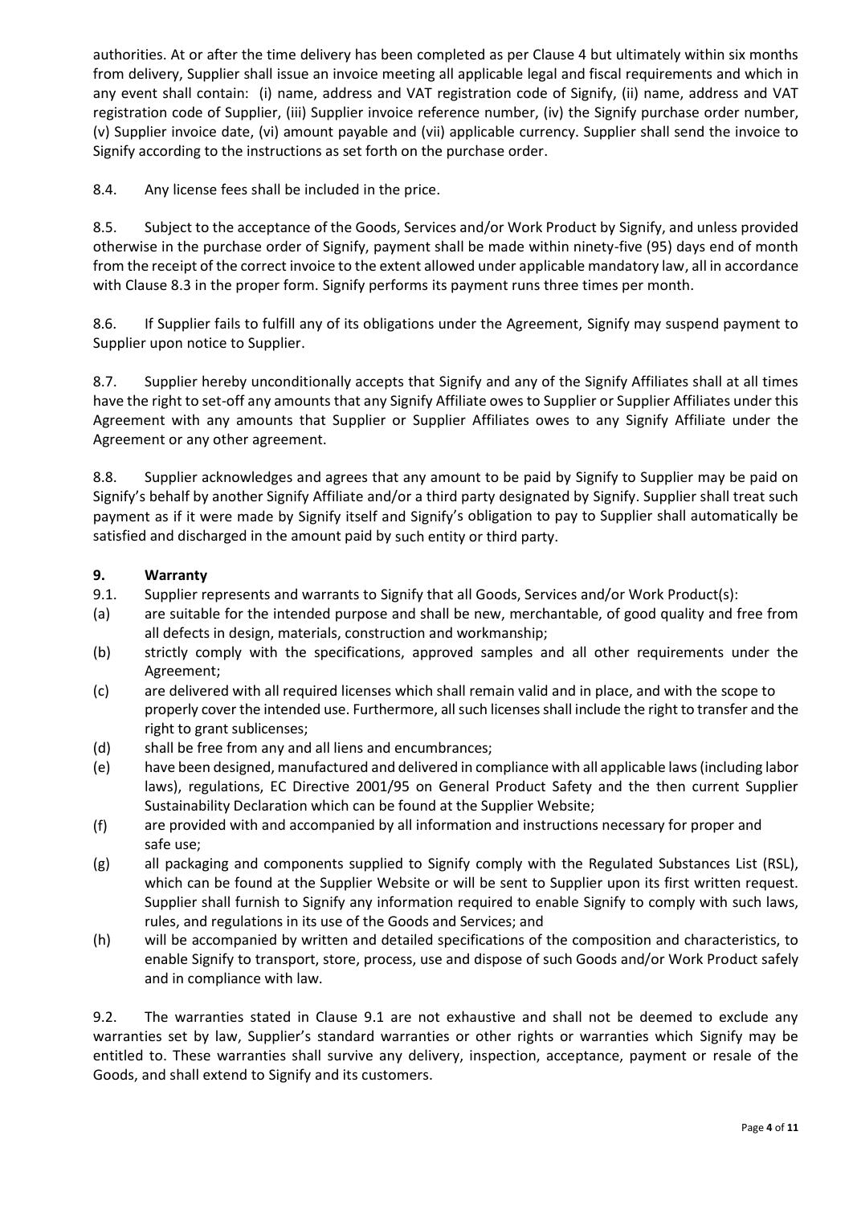authorities. At or after the time delivery has been completed as per Clause 4 but ultimately within six months from delivery, Supplier shall issue an invoice meeting all applicable legal and fiscal requirements and which in any event shall contain: (i) name, address and VAT registration code of Signify, (ii) name, address and VAT registration code of Supplier, (iii) Supplier invoice reference number, (iv) the Signify purchase order number, (v) Supplier invoice date, (vi) amount payable and (vii) applicable currency. Supplier shall send the invoice to Signify according to the instructions as set forth on the purchase order.

8.4. Any license fees shall be included in the price.

8.5. Subject to the acceptance of the Goods, Services and/or Work Product by Signify, and unless provided otherwise in the purchase order of Signify, payment shall be made within ninety-five (95) days end of month from the receipt of the correct invoice to the extent allowed under applicable mandatory law, all in accordance with Clause 8.3 in the proper form. Signify performs its payment runs three times per month.

8.6. If Supplier fails to fulfill any of its obligations under the Agreement, Signify may suspend payment to Supplier upon notice to Supplier.

8.7. Supplier hereby unconditionally accepts that Signify and any of the Signify Affiliates shall at all times have the right to set-off any amounts that any Signify Affiliate owes to Supplier or Supplier Affiliates under this Agreement with any amounts that Supplier or Supplier Affiliates owes to any Signify Affiliate under the Agreement or any other agreement.

8.8. Supplier acknowledges and agrees that any amount to be paid by Signify to Supplier may be paid on Signify's behalf by another Signify Affiliate and/or a third party designated by Signify. Supplier shall treat such payment as if it were made by Signify itself and Signify's obligation to pay to Supplier shall automatically be satisfied and discharged in the amount paid by such entity or third party.

## 9. Warranty

9.1. Supplier represents and warrants to Signify that all Goods, Services and/or Work Product(s):

(a) are suitable for the intended purpose and shall be new, merchantable, of good quality and free from all defects in design, materials, construction and workmanship;

(b) strictly comply with the specifications, approved samples and all other requirements under the Agreement;

(c) are delivered with all required licenses which shall remain valid and in place, and with the scope to properly cover the intended use. Furthermore, all such licenses shall include the right to transfer and the right to grant sublicenses;

(d) shall be free from any and all liens and encumbrances;

(e) have been designed, manufactured and delivered in compliance with all applicable laws (including labor laws), regulations, EC Directive 2001/95 on General Product Safety and the then current Supplier Sustainability Declaration which can be found at the Supplier Website;

(f) are provided with and accompanied by all information and instructions necessary for proper and safe use;

(g) all packaging and components supplied to Signify comply with the Regulated Substances List (RSL), which can be found at the Supplier Website or will be sent to Supplier upon its first written request. Supplier shall furnish to Signify any information required to enable Signify to comply with such laws, rules, and regulations in its use of the Goods and Services; and

(h) will be accompanied by written and detailed specifications of the composition and characteristics, to enable Signify to transport, store, process, use and dispose of such Goods and/or Work Product safely and in compliance with law.

9.2. The warranties stated in Clause 9.1 are not exhaustive and shall not be deemed to exclude any warranties set by law, Supplier's standard warranties or other rights or warranties which Signify may be entitled to. These warranties shall survive any delivery, inspection, acceptance, payment or resale of the Goods, and shall extend to Signify and its customers.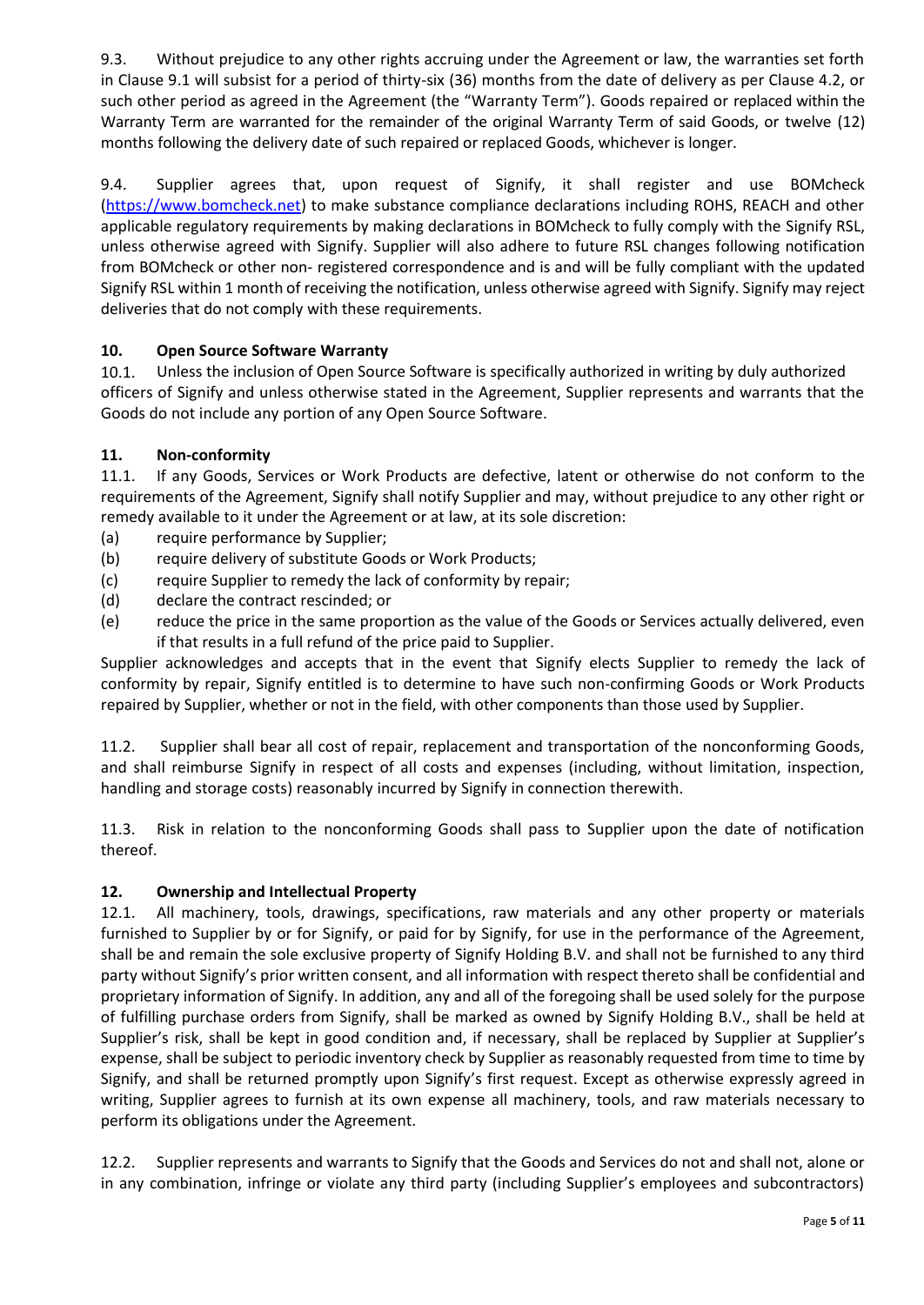9.3. Without prejudice to any other rights accruing under the Agreement or law, the warranties set forth in Clause 9.1 will subsist for a period of thirty-six (36) months from the date of delivery as per Clause 4.2, or such other period as agreed in the Agreement (the "Warranty Term"). Goods repaired or replaced within the Warranty Term are warranted for the remainder of the original Warranty Term of said Goods, or twelve (12) months following the delivery date of such repaired or replaced Goods, whichever is longer.

9.4. Supplier agrees that, upon request of Signify, it shall register and use BOMcheck (https://www.bomcheck.net) to make substance compliance declarations including ROHS, REACH and other applicable regulatory requirements by making declarations in BOMcheck to fully comply with the Signify RSL, unless otherwise agreed with Signify. Supplier will also adhere to future RSL changes following notification from BOMcheck or other non- registered correspondence and is and will be fully compliant with the updated Signify RSL within 1 month of receiving the notification, unless otherwise agreed with Signify. Signify may reject deliveries that do not comply with these requirements.

## 10. Open Source Software Warranty

10.1. Unless the inclusion of Open Source Software is specifically authorized in writing by duly authorized officers of Signify and unless otherwise stated in the Agreement, Supplier represents and warrants that the Goods do not include any portion of any Open Source Software.

## 11. Non-conformity

11.1. If any Goods, Services or Work Products are defective, latent or otherwise do not conform to the requirements of the Agreement, Signify shall notify Supplier and may, without prejudice to any other right or remedy available to it under the Agreement or at law, at its sole discretion:

(a) require performance by Supplier;
(b) require delivery of substitute Goods or Work Products;
(c) require Supplier to remedy the lack of conformity by repair;
(d) declare the contract rescinded; or
(e) reduce the price in the same proportion as the value of the Goods or Services actually delivered, even if that results in a full refund of the price paid to Supplier.

Supplier acknowledges and accepts that in the event that Signify elects Supplier to remedy the lack of conformity by repair, Signify entitled is to determine to have such non-confirming Goods or Work Products repaired by Supplier, whether or not in the field, with other components than those used by Supplier.

11.2. Supplier shall bear all cost of repair, replacement and transportation of the nonconforming Goods, and shall reimburse Signify in respect of all costs and expenses (including, without limitation, inspection, handling and storage costs) reasonably incurred by Signify in connection therewith.

11.3. Risk in relation to the nonconforming Goods shall pass to Supplier upon the date of notification thereof.

## 12. Ownership and Intellectual Property

12.1. All machinery, tools, drawings, specifications, raw materials and any other property or materials furnished to Supplier by or for Signify, or paid for by Signify, for use in the performance of the Agreement, shall be and remain the sole exclusive property of Signify Holding B.V. and shall not be furnished to any third party without Signify's prior written consent, and all information with respect thereto shall be confidential and proprietary information of Signify. In addition, any and all of the foregoing shall be used solely for the purpose of fulfilling purchase orders from Signify, shall be marked as owned by Signify Holding B.V., shall be held at Supplier's risk, shall be kept in good condition and, if necessary, shall be replaced by Supplier at Supplier's expense, shall be subject to periodic inventory check by Supplier as reasonably requested from time to time by Signify, and shall be returned promptly upon Signify's first request. Except as otherwise expressly agreed in writing, Supplier agrees to furnish at its own expense all machinery, tools, and raw materials necessary to perform its obligations under the Agreement.

12.2. Supplier represents and warrants to Signify that the Goods and Services do not and shall not, alone or in any combination, infringe or violate any third party (including Supplier's employees and subcontractors)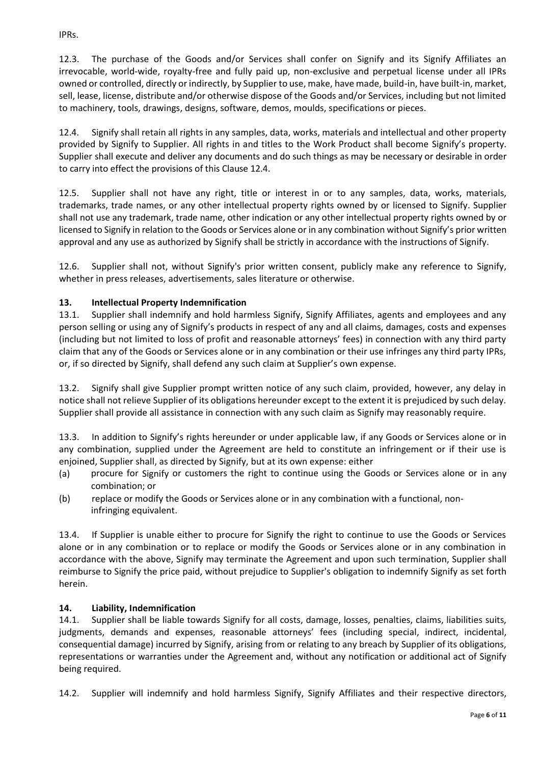IPRs.

12.3. The purchase of the Goods and/or Services shall confer on Signify and its Signify Affiliates an irrevocable, world-wide, royalty-free and fully paid up, non-exclusive and perpetual license under all IPRs owned or controlled, directly or indirectly, by Supplier to use, make, have made, build-in, have built-in, market, sell, lease, license, distribute and/or otherwise dispose of the Goods and/or Services, including but not limited to machinery, tools, drawings, designs, software, demos, moulds, specifications or pieces.

12.4. Signify shall retain all rights in any samples, data, works, materials and intellectual and other property provided by Signify to Supplier. All rights in and titles to the Work Product shall become Signify's property. Supplier shall execute and deliver any documents and do such things as may be necessary or desirable in order to carry into effect the provisions of this Clause 12.4.

12.5. Supplier shall not have any right, title or interest in or to any samples, data, works, materials, trademarks, trade names, or any other intellectual property rights owned by or licensed to Signify. Supplier shall not use any trademark, trade name, other indication or any other intellectual property rights owned by or licensed to Signify in relation to the Goods or Services alone or in any combination without Signify's prior written approval and any use as authorized by Signify shall be strictly in accordance with the instructions of Signify.

12.6. Supplier shall not, without Signify's prior written consent, publicly make any reference to Signify, whether in press releases, advertisements, sales literature or otherwise.

## 13. Intellectual Property Indemnification

13.1. Supplier shall indemnify and hold harmless Signify, Signify Affiliates, agents and employees and any person selling or using any of Signify's products in respect of any and all claims, damages, costs and expenses (including but not limited to loss of profit and reasonable attorneys' fees) in connection with any third party claim that any of the Goods or Services alone or in any combination or their use infringes any third party IPRs, or, if so directed by Signify, shall defend any such claim at Supplier's own expense.

13.2. Signify shall give Supplier prompt written notice of any such claim, provided, however, any delay in notice shall not relieve Supplier of its obligations hereunder except to the extent it is prejudiced by such delay. Supplier shall provide all assistance in connection with any such claim as Signify may reasonably require.

13.3. In addition to Signify's rights hereunder or under applicable law, if any Goods or Services alone or in any combination, supplied under the Agreement are held to constitute an infringement or if their use is enjoined, Supplier shall, as directed by Signify, but at its own expense: either

(a) procure for Signify or customers the right to continue using the Goods or Services alone or in any combination; or

(b) replace or modify the Goods or Services alone or in any combination with a functional, non-infringing equivalent.

13.4. If Supplier is unable either to procure for Signify the right to continue to use the Goods or Services alone or in any combination or to replace or modify the Goods or Services alone or in any combination in accordance with the above, Signify may terminate the Agreement and upon such termination, Supplier shall reimburse to Signify the price paid, without prejudice to Supplier's obligation to indemnify Signify as set forth herein.

## 14. Liability, Indemnification

14.1. Supplier shall be liable towards Signify for all costs, damage, losses, penalties, claims, liabilities suits, judgments, demands and expenses, reasonable attorneys' fees (including special, indirect, incidental, consequential damage) incurred by Signify, arising from or relating to any breach by Supplier of its obligations, representations or warranties under the Agreement and, without any notification or additional act of Signify being required.

14.2. Supplier will indemnify and hold harmless Signify, Signify Affiliates and their respective directors,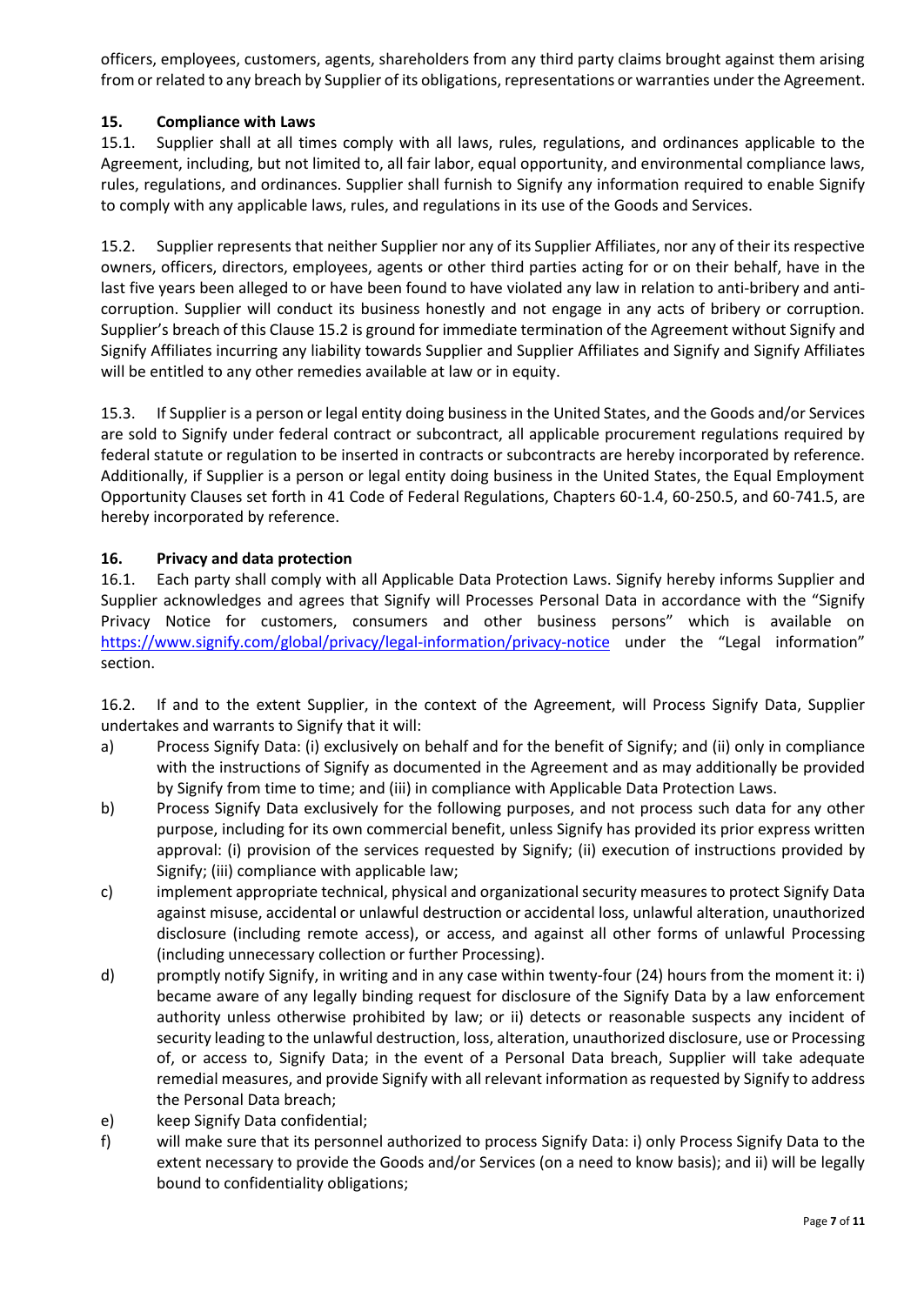officers, employees, customers, agents, shareholders from any third party claims brought against them arising from or related to any breach by Supplier of its obligations, representations or warranties under the Agreement.

## 15. Compliance with Laws

15.1. Supplier shall at all times comply with all laws, rules, regulations, and ordinances applicable to the Agreement, including, but not limited to, all fair labor, equal opportunity, and environmental compliance laws, rules, regulations, and ordinances. Supplier shall furnish to Signify any information required to enable Signify to comply with any applicable laws, rules, and regulations in its use of the Goods and Services.

15.2. Supplier represents that neither Supplier nor any of its Supplier Affiliates, nor any of their its respective owners, officers, directors, employees, agents or other third parties acting for or on their behalf, have in the last five years been alleged to or have been found to have violated any law in relation to anti-bribery and anti-corruption. Supplier will conduct its business honestly and not engage in any acts of bribery or corruption. Supplier's breach of this Clause 15.2 is ground for immediate termination of the Agreement without Signify and Signify Affiliates incurring any liability towards Supplier and Supplier Affiliates and Signify and Signify Affiliates will be entitled to any other remedies available at law or in equity.

15.3. If Supplier is a person or legal entity doing business in the United States, and the Goods and/or Services are sold to Signify under federal contract or subcontract, all applicable procurement regulations required by federal statute or regulation to be inserted in contracts or subcontracts are hereby incorporated by reference. Additionally, if Supplier is a person or legal entity doing business in the United States, the Equal Employment Opportunity Clauses set forth in 41 Code of Federal Regulations, Chapters 60-1.4, 60-250.5, and 60-741.5, are hereby incorporated by reference.

## 16. Privacy and data protection

16.1. Each party shall comply with all Applicable Data Protection Laws. Signify hereby informs Supplier and Supplier acknowledges and agrees that Signify will Processes Personal Data in accordance with the "Signify Privacy Notice for customers, consumers and other business persons" which is available on https://www.signify.com/global/privacy/legal-information/privacy-notice under the "Legal information" section.

16.2. If and to the extent Supplier, in the context of the Agreement, will Process Signify Data, Supplier undertakes and warrants to Signify that it will:

a) Process Signify Data: (i) exclusively on behalf and for the benefit of Signify; and (ii) only in compliance with the instructions of Signify as documented in the Agreement and as may additionally be provided by Signify from time to time; and (iii) in compliance with Applicable Data Protection Laws.

b) Process Signify Data exclusively for the following purposes, and not process such data for any other purpose, including for its own commercial benefit, unless Signify has provided its prior express written approval: (i) provision of the services requested by Signify; (ii) execution of instructions provided by Signify; (iii) compliance with applicable law;

c) implement appropriate technical, physical and organizational security measures to protect Signify Data against misuse, accidental or unlawful destruction or accidental loss, unlawful alteration, unauthorized disclosure (including remote access), or access, and against all other forms of unlawful Processing (including unnecessary collection or further Processing).

d) promptly notify Signify, in writing and in any case within twenty-four (24) hours from the moment it: i) became aware of any legally binding request for disclosure of the Signify Data by a law enforcement authority unless otherwise prohibited by law; or ii) detects or reasonable suspects any incident of security leading to the unlawful destruction, loss, alteration, unauthorized disclosure, use or Processing of, or access to, Signify Data; in the event of a Personal Data breach, Supplier will take adequate remedial measures, and provide Signify with all relevant information as requested by Signify to address the Personal Data breach;

e) keep Signify Data confidential;

f) will make sure that its personnel authorized to process Signify Data: i) only Process Signify Data to the extent necessary to provide the Goods and/or Services (on a need to know basis); and ii) will be legally bound to confidentiality obligations;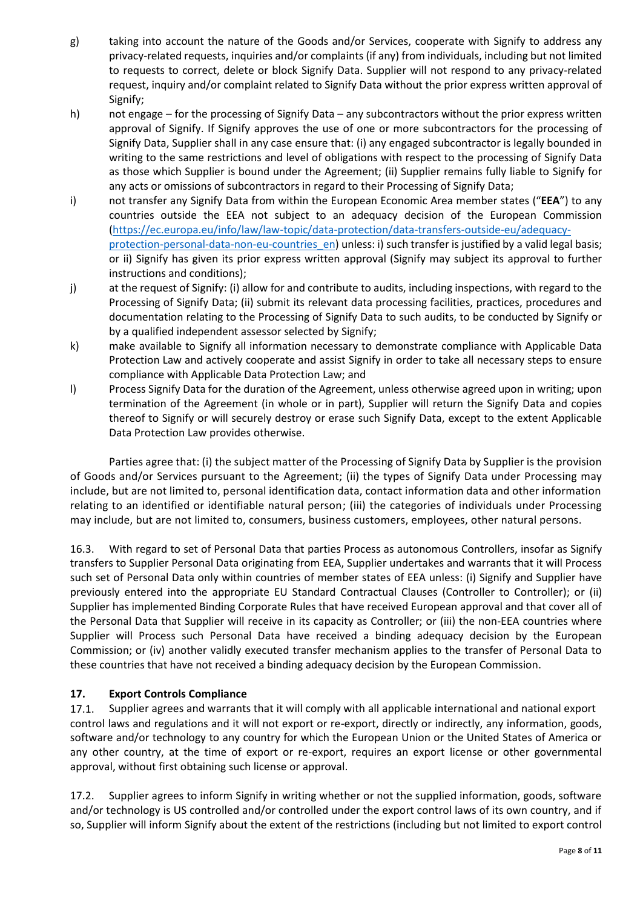g) taking into account the nature of the Goods and/or Services, cooperate with Signify to address any privacy-related requests, inquiries and/or complaints (if any) from individuals, including but not limited to requests to correct, delete or block Signify Data. Supplier will not respond to any privacy-related request, inquiry and/or complaint related to Signify Data without the prior express written approval of Signify;

h) not engage – for the processing of Signify Data – any subcontractors without the prior express written approval of Signify. If Signify approves the use of one or more subcontractors for the processing of Signify Data, Supplier shall in any case ensure that: (i) any engaged subcontractor is legally bounded in writing to the same restrictions and level of obligations with respect to the processing of Signify Data as those which Supplier is bound under the Agreement; (ii) Supplier remains fully liable to Signify for any acts or omissions of subcontractors in regard to their Processing of Signify Data;

i) not transfer any Signify Data from within the European Economic Area member states ("**EEA**") to any countries outside the EEA not subject to an adequacy decision of the European Commission ([https://ec.europa.eu/info/law/law-topic/data-protection/data-transfers-outside-eu/adequacy-protection-personal-data-non-eu-countries_en](https://ec.europa.eu/info/law/law-topic/data-protection/data-transfers-outside-eu/adequacy-protection-personal-data-non-eu-countries_en)) unless: i) such transfer is justified by a valid legal basis; or ii) Signify has given its prior express written approval (Signify may subject its approval to further instructions and conditions);

j) at the request of Signify: (i) allow for and contribute to audits, including inspections, with regard to the Processing of Signify Data; (ii) submit its relevant data processing facilities, practices, procedures and documentation relating to the Processing of Signify Data to such audits, to be conducted by Signify or by a qualified independent assessor selected by Signify;

k) make available to Signify all information necessary to demonstrate compliance with Applicable Data Protection Law and actively cooperate and assist Signify in order to take all necessary steps to ensure compliance with Applicable Data Protection Law; and

l) Process Signify Data for the duration of the Agreement, unless otherwise agreed upon in writing; upon termination of the Agreement (in whole or in part), Supplier will return the Signify Data and copies thereof to Signify or will securely destroy or erase such Signify Data, except to the extent Applicable Data Protection Law provides otherwise.

Parties agree that: (i) the subject matter of the Processing of Signify Data by Supplier is the provision of Goods and/or Services pursuant to the Agreement; (ii) the types of Signify Data under Processing may include, but are not limited to, personal identification data, contact information data and other information relating to an identified or identifiable natural person; (iii) the categories of individuals under Processing may include, but are not limited to, consumers, business customers, employees, other natural persons.

16.3. With regard to set of Personal Data that parties Process as autonomous Controllers, insofar as Signify transfers to Supplier Personal Data originating from EEA, Supplier undertakes and warrants that it will Process such set of Personal Data only within countries of member states of EEA unless: (i) Signify and Supplier have previously entered into the appropriate EU Standard Contractual Clauses (Controller to Controller); or (ii) Supplier has implemented Binding Corporate Rules that have received European approval and that cover all of the Personal Data that Supplier will receive in its capacity as Controller; or (iii) the non-EEA countries where Supplier will Process such Personal Data have received a binding adequacy decision by the European Commission; or (iv) another validly executed transfer mechanism applies to the transfer of Personal Data to these countries that have not received a binding adequacy decision by the European Commission.

## 17. Export Controls Compliance

17.1. Supplier agrees and warrants that it will comply with all applicable international and national export control laws and regulations and it will not export or re-export, directly or indirectly, any information, goods, software and/or technology to any country for which the European Union or the United States of America or any other country, at the time of export or re-export, requires an export license or other governmental approval, without first obtaining such license or approval.

17.2. Supplier agrees to inform Signify in writing whether or not the supplied information, goods, software and/or technology is US controlled and/or controlled under the export control laws of its own country, and if so, Supplier will inform Signify about the extent of the restrictions (including but not limited to export control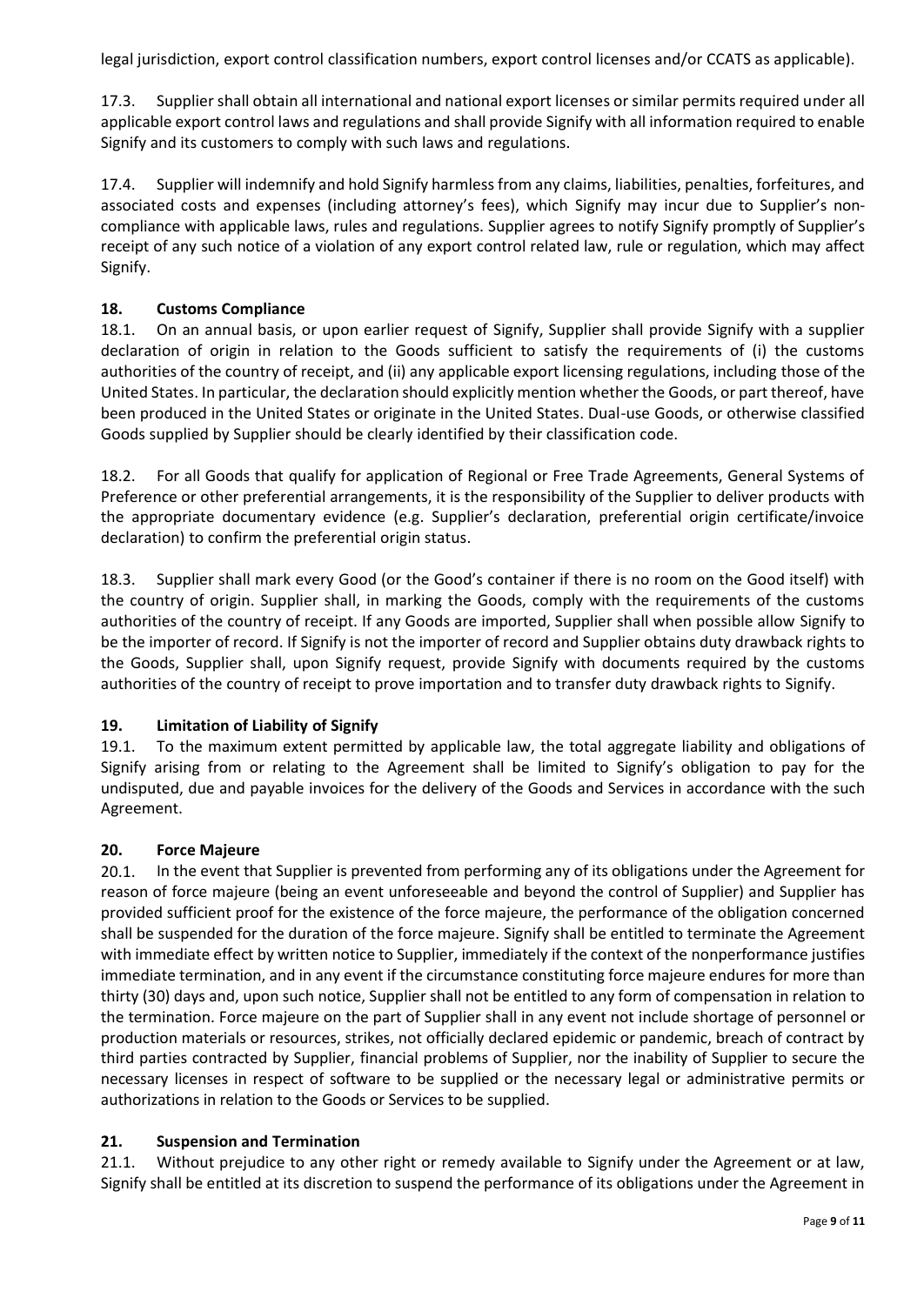legal jurisdiction, export control classification numbers, export control licenses and/or CCATS as applicable).

17.3. Supplier shall obtain all international and national export licenses or similar permits required under all applicable export control laws and regulations and shall provide Signify with all information required to enable Signify and its customers to comply with such laws and regulations.

17.4. Supplier will indemnify and hold Signify harmless from any claims, liabilities, penalties, forfeitures, and associated costs and expenses (including attorney's fees), which Signify may incur due to Supplier's non-compliance with applicable laws, rules and regulations. Supplier agrees to notify Signify promptly of Supplier's receipt of any such notice of a violation of any export control related law, rule or regulation, which may affect Signify.

## 18. Customs Compliance

18.1. On an annual basis, or upon earlier request of Signify, Supplier shall provide Signify with a supplier declaration of origin in relation to the Goods sufficient to satisfy the requirements of (i) the customs authorities of the country of receipt, and (ii) any applicable export licensing regulations, including those of the United States. In particular, the declaration should explicitly mention whether the Goods, or part thereof, have been produced in the United States or originate in the United States. Dual-use Goods, or otherwise classified Goods supplied by Supplier should be clearly identified by their classification code.

18.2. For all Goods that qualify for application of Regional or Free Trade Agreements, General Systems of Preference or other preferential arrangements, it is the responsibility of the Supplier to deliver products with the appropriate documentary evidence (e.g. Supplier's declaration, preferential origin certificate/invoice declaration) to confirm the preferential origin status.

18.3. Supplier shall mark every Good (or the Good's container if there is no room on the Good itself) with the country of origin. Supplier shall, in marking the Goods, comply with the requirements of the customs authorities of the country of receipt. If any Goods are imported, Supplier shall when possible allow Signify to be the importer of record. If Signify is not the importer of record and Supplier obtains duty drawback rights to the Goods, Supplier shall, upon Signify request, provide Signify with documents required by the customs authorities of the country of receipt to prove importation and to transfer duty drawback rights to Signify.

## 19. Limitation of Liability of Signify

19.1. To the maximum extent permitted by applicable law, the total aggregate liability and obligations of Signify arising from or relating to the Agreement shall be limited to Signify's obligation to pay for the undisputed, due and payable invoices for the delivery of the Goods and Services in accordance with the such Agreement.

## 20. Force Majeure

20.1. In the event that Supplier is prevented from performing any of its obligations under the Agreement for reason of force majeure (being an event unforeseeable and beyond the control of Supplier) and Supplier has provided sufficient proof for the existence of the force majeure, the performance of the obligation concerned shall be suspended for the duration of the force majeure. Signify shall be entitled to terminate the Agreement with immediate effect by written notice to Supplier, immediately if the context of the nonperformance justifies immediate termination, and in any event if the circumstance constituting force majeure endures for more than thirty (30) days and, upon such notice, Supplier shall not be entitled to any form of compensation in relation to the termination. Force majeure on the part of Supplier shall in any event not include shortage of personnel or production materials or resources, strikes, not officially declared epidemic or pandemic, breach of contract by third parties contracted by Supplier, financial problems of Supplier, nor the inability of Supplier to secure the necessary licenses in respect of software to be supplied or the necessary legal or administrative permits or authorizations in relation to the Goods or Services to be supplied.

## 21. Suspension and Termination

21.1. Without prejudice to any other right or remedy available to Signify under the Agreement or at law, Signify shall be entitled at its discretion to suspend the performance of its obligations under the Agreement in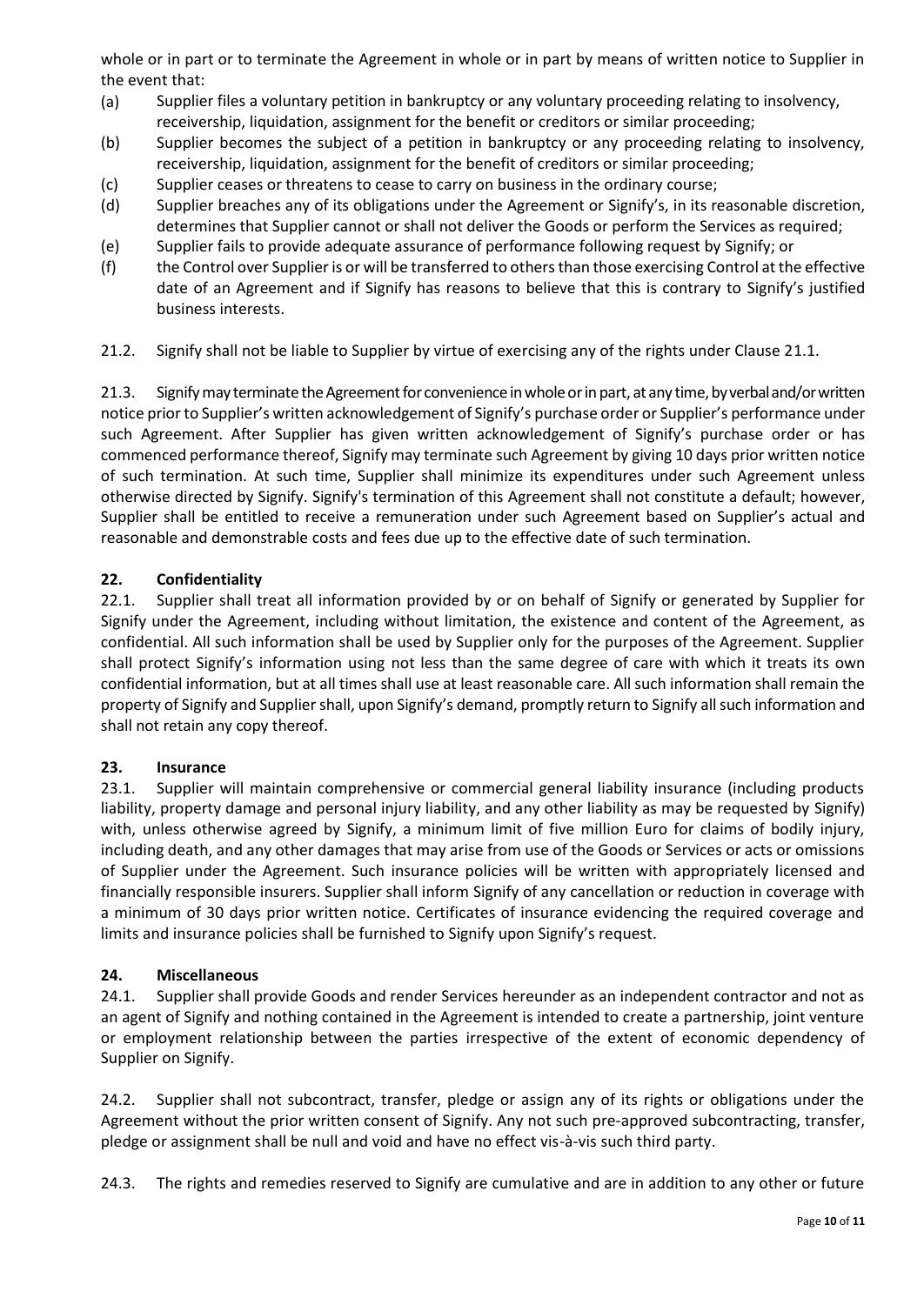whole or in part or to terminate the Agreement in whole or in part by means of written notice to Supplier in the event that:

(a) Supplier files a voluntary petition in bankruptcy or any voluntary proceeding relating to insolvency, receivership, liquidation, assignment for the benefit or creditors or similar proceeding;

(b) Supplier becomes the subject of a petition in bankruptcy or any proceeding relating to insolvency, receivership, liquidation, assignment for the benefit of creditors or similar proceeding;

(c) Supplier ceases or threatens to cease to carry on business in the ordinary course;

(d) Supplier breaches any of its obligations under the Agreement or Signify's, in its reasonable discretion, determines that Supplier cannot or shall not deliver the Goods or perform the Services as required;

(e) Supplier fails to provide adequate assurance of performance following request by Signify; or

(f) the Control over Supplier is or will be transferred to others than those exercising Control at the effective date of an Agreement and if Signify has reasons to believe that this is contrary to Signify's justified business interests.

21.2. Signify shall not be liable to Supplier by virtue of exercising any of the rights under Clause 21.1.

21.3. Signify may terminate the Agreement for convenience in whole or in part, at any time, by verbal and/or written notice prior to Supplier's written acknowledgement of Signify's purchase order or Supplier's performance under such Agreement. After Supplier has given written acknowledgement of Signify's purchase order or has commenced performance thereof, Signify may terminate such Agreement by giving 10 days prior written notice of such termination. At such time, Supplier shall minimize its expenditures under such Agreement unless otherwise directed by Signify. Signify's termination of this Agreement shall not constitute a default; however, Supplier shall be entitled to receive a remuneration under such Agreement based on Supplier's actual and reasonable and demonstrable costs and fees due up to the effective date of such termination.

## 22. Confidentiality

22.1. Supplier shall treat all information provided by or on behalf of Signify or generated by Supplier for Signify under the Agreement, including without limitation, the existence and content of the Agreement, as confidential. All such information shall be used by Supplier only for the purposes of the Agreement. Supplier shall protect Signify's information using not less than the same degree of care with which it treats its own confidential information, but at all times shall use at least reasonable care. All such information shall remain the property of Signify and Supplier shall, upon Signify's demand, promptly return to Signify all such information and shall not retain any copy thereof.

## 23. Insurance

23.1. Supplier will maintain comprehensive or commercial general liability insurance (including products liability, property damage and personal injury liability, and any other liability as may be requested by Signify) with, unless otherwise agreed by Signify, a minimum limit of five million Euro for claims of bodily injury, including death, and any other damages that may arise from use of the Goods or Services or acts or omissions of Supplier under the Agreement. Such insurance policies will be written with appropriately licensed and financially responsible insurers. Supplier shall inform Signify of any cancellation or reduction in coverage with a minimum of 30 days prior written notice. Certificates of insurance evidencing the required coverage and limits and insurance policies shall be furnished to Signify upon Signify's request.

## 24. Miscellaneous

24.1. Supplier shall provide Goods and render Services hereunder as an independent contractor and not as an agent of Signify and nothing contained in the Agreement is intended to create a partnership, joint venture or employment relationship between the parties irrespective of the extent of economic dependency of Supplier on Signify.

24.2. Supplier shall not subcontract, transfer, pledge or assign any of its rights or obligations under the Agreement without the prior written consent of Signify. Any not such pre-approved subcontracting, transfer, pledge or assignment shall be null and void and have no effect vis-à-vis such third party.

24.3. The rights and remedies reserved to Signify are cumulative and are in addition to any other or future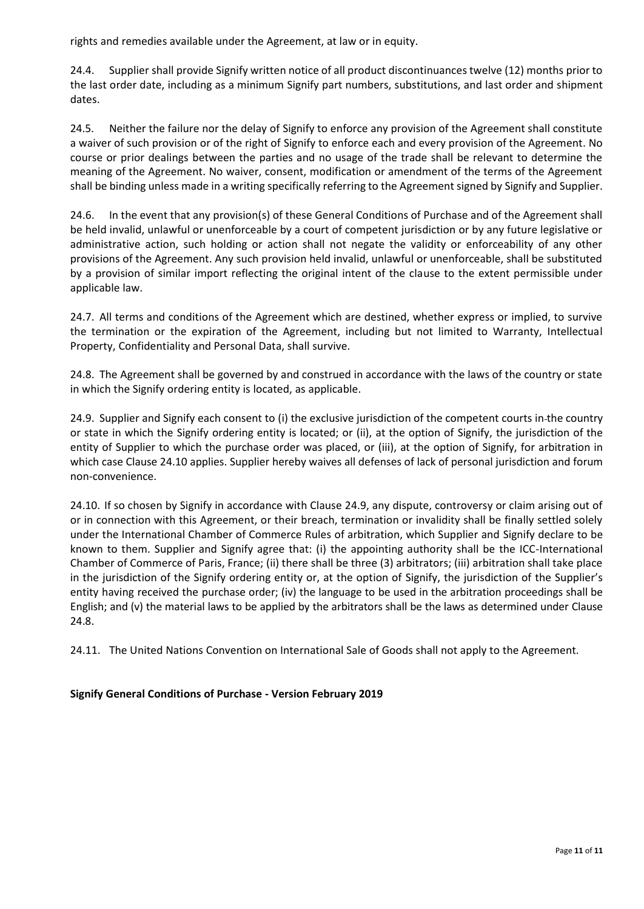rights and remedies available under the Agreement, at law or in equity.

24.4. Supplier shall provide Signify written notice of all product discontinuances twelve (12) months prior to the last order date, including as a minimum Signify part numbers, substitutions, and last order and shipment dates.

24.5. Neither the failure nor the delay of Signify to enforce any provision of the Agreement shall constitute a waiver of such provision or of the right of Signify to enforce each and every provision of the Agreement. No course or prior dealings between the parties and no usage of the trade shall be relevant to determine the meaning of the Agreement. No waiver, consent, modification or amendment of the terms of the Agreement shall be binding unless made in a writing specifically referring to the Agreement signed by Signify and Supplier.

24.6. In the event that any provision(s) of these General Conditions of Purchase and of the Agreement shall be held invalid, unlawful or unenforceable by a court of competent jurisdiction or by any future legislative or administrative action, such holding or action shall not negate the validity or enforceability of any other provisions of the Agreement. Any such provision held invalid, unlawful or unenforceable, shall be substituted by a provision of similar import reflecting the original intent of the clause to the extent permissible under applicable law.

24.7. All terms and conditions of the Agreement which are destined, whether express or implied, to survive the termination or the expiration of the Agreement, including but not limited to Warranty, Intellectual Property, Confidentiality and Personal Data, shall survive.

24.8. The Agreement shall be governed by and construed in accordance with the laws of the country or state in which the Signify ordering entity is located, as applicable.

24.9. Supplier and Signify each consent to (i) the exclusive jurisdiction of the competent courts in the country or state in which the Signify ordering entity is located; or (ii), at the option of Signify, the jurisdiction of the entity of Supplier to which the purchase order was placed, or (iii), at the option of Signify, for arbitration in which case Clause 24.10 applies. Supplier hereby waives all defenses of lack of personal jurisdiction and forum non-convenience.

24.10. If so chosen by Signify in accordance with Clause 24.9, any dispute, controversy or claim arising out of or in connection with this Agreement, or their breach, termination or invalidity shall be finally settled solely under the International Chamber of Commerce Rules of arbitration, which Supplier and Signify declare to be known to them. Supplier and Signify agree that: (i) the appointing authority shall be the ICC-International Chamber of Commerce of Paris, France; (ii) there shall be three (3) arbitrators; (iii) arbitration shall take place in the jurisdiction of the Signify ordering entity or, at the option of Signify, the jurisdiction of the Supplier's entity having received the purchase order; (iv) the language to be used in the arbitration proceedings shall be English; and (v) the material laws to be applied by the arbitrators shall be the laws as determined under Clause 24.8.

24.11. The United Nations Convention on International Sale of Goods shall not apply to the Agreement.

**Signify General Conditions of Purchase - Version February 2019**